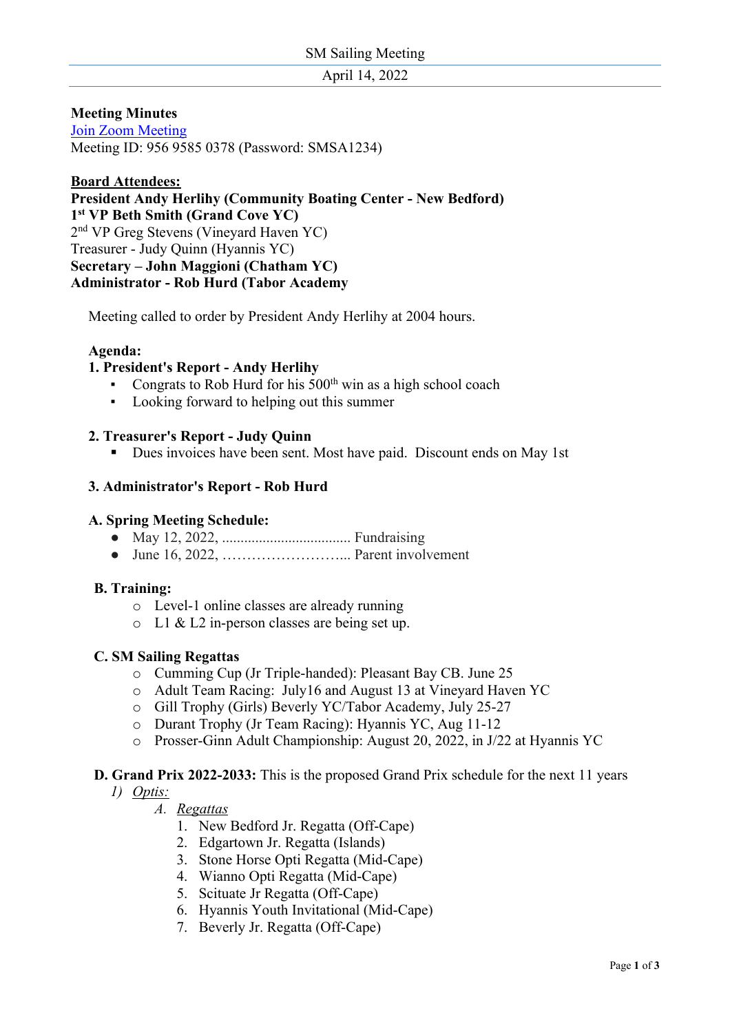SM Sailing Meeting

April 14, 2022

**Meeting Minutes**
[Join Zoom Meeting]
Meeting ID: 956 9585 0378 (Password: SMSA1234)

**Board Attendees:**
**President Andy Herlihy (Community Boating Center - New Bedford)**
**1st VP Beth Smith (Grand Cove YC)**
2nd VP Greg Stevens (Vineyard Haven YC)
Treasurer - Judy Quinn (Hyannis YC)
**Secretary – John Maggioni (Chatham YC)**
**Administrator - Rob Hurd (Tabor Academy**

Meeting called to order by President Andy Herlihy at 2004 hours.

**Agenda:**

**1. President's Report - Andy Herlihy**

- Congrats to Rob Hurd for his 500th win as a high school coach
- Looking forward to helping out this summer

**2. Treasurer's Report - Judy Quinn**

- Dues invoices have been sent. Most have paid. Discount ends on May 1st

**3. Administrator's Report - Rob Hurd**

**A. Spring Meeting Schedule:**

- May 12, 2022, .................................. Fundraising
- June 16, 2022, ……………………... Parent involvement

**B. Training:**

- Level-1 online classes are already running
- L1 & L2 in-person classes are being set up.

**C. SM Sailing Regattas**

- Cumming Cup (Jr Triple-handed): Pleasant Bay CB. June 25
- Adult Team Racing: July16 and August 13 at Vineyard Haven YC
- Gill Trophy (Girls) Beverly YC/Tabor Academy, July 25-27
- Durant Trophy (Jr Team Racing): Hyannis YC, Aug 11-12
- Prosser-Ginn Adult Championship: August 20, 2022, in J/22 at Hyannis YC

**D. Grand Prix 2022-2033:** This is the proposed Grand Prix schedule for the next 11 years

1) *Optis:*
   A. *Regattas*
      1. New Bedford Jr. Regatta (Off-Cape)
      2. Edgartown Jr. Regatta (Islands)
      3. Stone Horse Opti Regatta (Mid-Cape)
      4. Wianno Opti Regatta (Mid-Cape)
      5. Scituate Jr Regatta (Off-Cape)
      6. Hyannis Youth Invitational (Mid-Cape)
      7. Beverly Jr. Regatta (Off-Cape)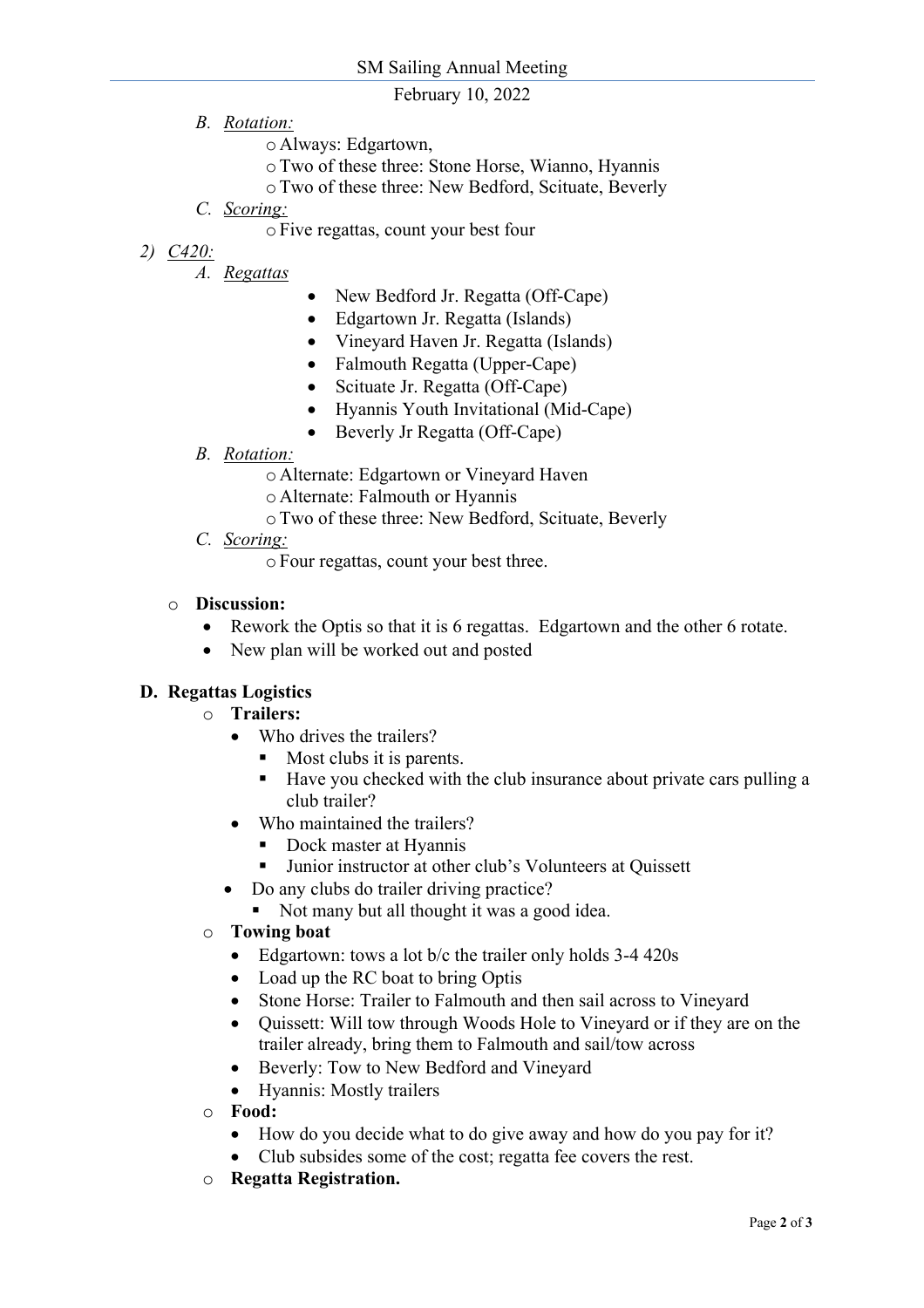*B. Rotation:*

- Always: Edgartown,
- Two of these three: Stone Horse, Wianno, Hyannis
- Two of these three: New Bedford, Scituate, Beverly

*C. Scoring:*

- Five regattas, count your best four

*2) C420:*

*A. Regattas*

- New Bedford Jr. Regatta (Off-Cape)
- Edgartown Jr. Regatta (Islands)
- Vineyard Haven Jr. Regatta (Islands)
- Falmouth Regatta (Upper-Cape)
- Scituate Jr. Regatta (Off-Cape)
- Hyannis Youth Invitational (Mid-Cape)
- Beverly Jr Regatta (Off-Cape)

*B. Rotation:*

- Alternate: Edgartown or Vineyard Haven
- Alternate: Falmouth or Hyannis
- Two of these three: New Bedford, Scituate, Beverly

*C. Scoring:*

- Four regattas, count your best three.

- **Discussion:**
  - Rework the Optis so that it is 6 regattas. Edgartown and the other 6 rotate.
  - New plan will be worked out and posted

## D. Regattas Logistics

- **Trailers:**
  - Who drives the trailers?
    - Most clubs it is parents.
    - Have you checked with the club insurance about private cars pulling a club trailer?
  - Who maintained the trailers?
    - Dock master at Hyannis
    - Junior instructor at other club's Volunteers at Quissett
  - Do any clubs do trailer driving practice?
    - Not many but all thought it was a good idea.
- **Towing boat**
  - Edgartown: tows a lot b/c the trailer only holds 3-4 420s
  - Load up the RC boat to bring Optis
  - Stone Horse: Trailer to Falmouth and then sail across to Vineyard
  - Quissett: Will tow through Woods Hole to Vineyard or if they are on the trailer already, bring them to Falmouth and sail/tow across
  - Beverly: Tow to New Bedford and Vineyard
  - Hyannis: Mostly trailers
- **Food:**
  - How do you decide what to do give away and how do you pay for it?
  - Club subsides some of the cost; regatta fee covers the rest.
- **Regatta Registration.**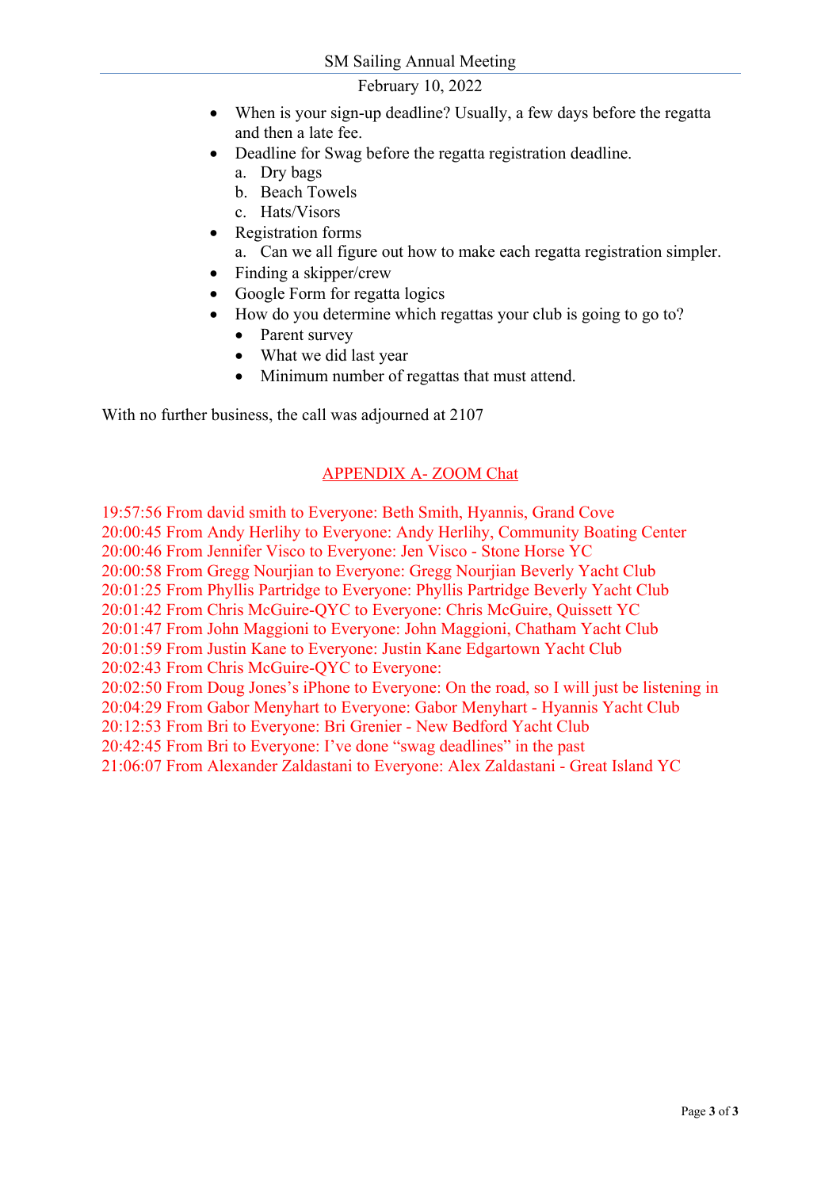- When is your sign-up deadline? Usually, a few days before the regatta and then a late fee.
- Deadline for Swag before the regatta registration deadline.
  a. Dry bags
  b. Beach Towels
  c. Hats/Visors
- Registration forms
  a. Can we all figure out how to make each regatta registration simpler.
- Finding a skipper/crew
- Google Form for regatta logics
- How do you determine which regattas your club is going to go to?
  - Parent survey
  - What we did last year
  - Minimum number of regattas that must attend.

With no further business, the call was adjourned at 2107

## APPENDIX A- ZOOM Chat

19:57:56 From david smith to Everyone: Beth Smith, Hyannis, Grand Cove
20:00:45 From Andy Herlihy to Everyone: Andy Herlihy, Community Boating Center
20:00:46 From Jennifer Visco to Everyone: Jen Visco - Stone Horse YC
20:00:58 From Gregg Nourjian to Everyone: Gregg Nourjian Beverly Yacht Club
20:01:25 From Phyllis Partridge to Everyone: Phyllis Partridge Beverly Yacht Club
20:01:42 From Chris McGuire-QYC to Everyone: Chris McGuire, Quissett YC
20:01:47 From John Maggioni to Everyone: John Maggioni, Chatham Yacht Club
20:01:59 From Justin Kane to Everyone: Justin Kane Edgartown Yacht Club
20:02:43 From Chris McGuire-QYC to Everyone:
20:02:50 From Doug Jones's iPhone to Everyone: On the road, so I will just be listening in
20:04:29 From Gabor Menyhart to Everyone: Gabor Menyhart - Hyannis Yacht Club
20:12:53 From Bri to Everyone: Bri Grenier - New Bedford Yacht Club
20:42:45 From Bri to Everyone: I've done "swag deadlines" in the past
21:06:07 From Alexander Zaldastani to Everyone: Alex Zaldastani - Great Island YC